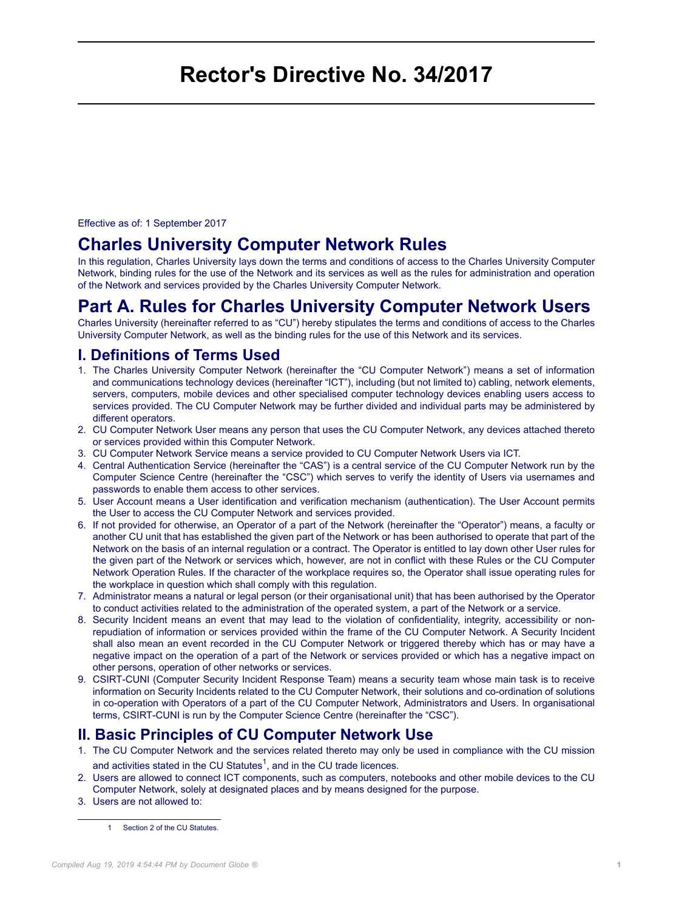# Rector's Directive No. 34/2017

Effective as of: 1 September 2017

# Charles University Computer Network Rules

In this regulation, Charles University lays down the terms and conditions of access to the Charles University Computer Network, binding rules for the use of the Network and its services as well as the rules for administration and operation of the Network and services provided by the Charles University Computer Network.

# Part A. Rules for Charles University Computer Network Users

Charles University (hereinafter referred to as "CU") hereby stipulates the terms and conditions of access to the Charles University Computer Network, as well as the binding rules for the use of this Network and its services.

## I. Definitions of Terms Used

1. The Charles University Computer Network (hereinafter the "CU Computer Network") means a set of information and communications technology devices (hereinafter "ICT"), including (but not limited to) cabling, network elements, servers, computers, mobile devices and other specialised computer technology devices enabling users access to services provided. The CU Computer Network may be further divided and individual parts may be administered by different operators.
2. CU Computer Network User means any person that uses the CU Computer Network, any devices attached thereto or services provided within this Computer Network.
3. CU Computer Network Service means a service provided to CU Computer Network Users via ICT.
4. Central Authentication Service (hereinafter the "CAS") is a central service of the CU Computer Network run by the Computer Science Centre (hereinafter the "CSC") which serves to verify the identity of Users via usernames and passwords to enable them access to other services.
5. User Account means a User identification and verification mechanism (authentication). The User Account permits the User to access the CU Computer Network and services provided.
6. If not provided for otherwise, an Operator of a part of the Network (hereinafter the "Operator") means, a faculty or another CU unit that has established the given part of the Network or has been authorised to operate that part of the Network on the basis of an internal regulation or a contract. The Operator is entitled to lay down other User rules for the given part of the Network or services which, however, are not in conflict with these Rules or the CU Computer Network Operation Rules. If the character of the workplace requires so, the Operator shall issue operating rules for the workplace in question which shall comply with this regulation.
7. Administrator means a natural or legal person (or their organisational unit) that has been authorised by the Operator to conduct activities related to the administration of the operated system, a part of the Network or a service.
8. Security Incident means an event that may lead to the violation of confidentiality, integrity, accessibility or non-repudiation of information or services provided within the frame of the CU Computer Network. A Security Incident shall also mean an event recorded in the CU Computer Network or triggered thereby which has or may have a negative impact on the operation of a part of the Network or services provided or which has a negative impact on other persons, operation of other networks or services.
9. CSIRT-CUNI (Computer Security Incident Response Team) means a security team whose main task is to receive information on Security Incidents related to the CU Computer Network, their solutions and co-ordination of solutions in co-operation with Operators of a part of the CU Computer Network, Administrators and Users. In organisational terms, CSIRT-CUNI is run by the Computer Science Centre (hereinafter the "CSC").

## II. Basic Principles of CU Computer Network Use

1. The CU Computer Network and the services related thereto may only be used in compliance with the CU mission and activities stated in the CU Statutes[1], and in the CU trade licences.
2. Users are allowed to connect ICT components, such as computers, notebooks and other mobile devices to the CU Computer Network, solely at designated places and by means designed for the purpose.
3. Users are not allowed to:

---

1 Section 2 of the CU Statutes.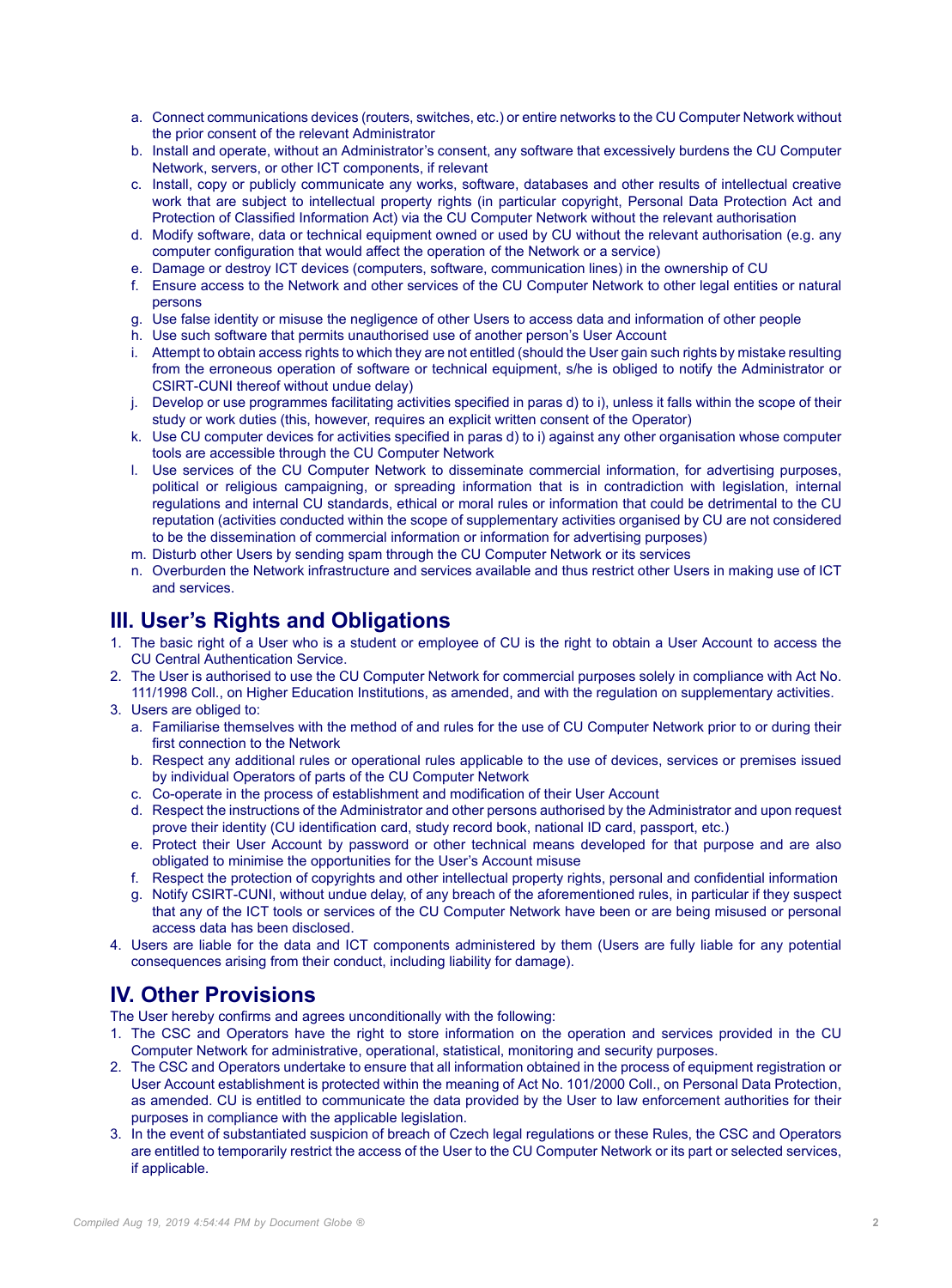a. Connect communications devices (routers, switches, etc.) or entire networks to the CU Computer Network without the prior consent of the relevant Administrator
b. Install and operate, without an Administrator's consent, any software that excessively burdens the CU Computer Network, servers, or other ICT components, if relevant
c. Install, copy or publicly communicate any works, software, databases and other results of intellectual creative work that are subject to intellectual property rights (in particular copyright, Personal Data Protection Act and Protection of Classified Information Act) via the CU Computer Network without the relevant authorisation
d. Modify software, data or technical equipment owned or used by CU without the relevant authorisation (e.g. any computer configuration that would affect the operation of the Network or a service)
e. Damage or destroy ICT devices (computers, software, communication lines) in the ownership of CU
f. Ensure access to the Network and other services of the CU Computer Network to other legal entities or natural persons
g. Use false identity or misuse the negligence of other Users to access data and information of other people
h. Use such software that permits unauthorised use of another person's User Account
i. Attempt to obtain access rights to which they are not entitled (should the User gain such rights by mistake resulting from the erroneous operation of software or technical equipment, s/he is obliged to notify the Administrator or CSIRT-CUNI thereof without undue delay)
j. Develop or use programmes facilitating activities specified in paras d) to i), unless it falls within the scope of their study or work duties (this, however, requires an explicit written consent of the Operator)
k. Use CU computer devices for activities specified in paras d) to i) against any other organisation whose computer tools are accessible through the CU Computer Network
l. Use services of the CU Computer Network to disseminate commercial information, for advertising purposes, political or religious campaigning, or spreading information that is in contradiction with legislation, internal regulations and internal CU standards, ethical or moral rules or information that could be detrimental to the CU reputation (activities conducted within the scope of supplementary activities organised by CU are not considered to be the dissemination of commercial information or information for advertising purposes)
m. Disturb other Users by sending spam through the CU Computer Network or its services
n. Overburden the Network infrastructure and services available and thus restrict other Users in making use of ICT and services.

## III. User's Rights and Obligations

1. The basic right of a User who is a student or employee of CU is the right to obtain a User Account to access the CU Central Authentication Service.
2. The User is authorised to use the CU Computer Network for commercial purposes solely in compliance with Act No. 111/1998 Coll., on Higher Education Institutions, as amended, and with the regulation on supplementary activities.
3. Users are obliged to:
   a. Familiarise themselves with the method of and rules for the use of CU Computer Network prior to or during their first connection to the Network
   b. Respect any additional rules or operational rules applicable to the use of devices, services or premises issued by individual Operators of parts of the CU Computer Network
   c. Co-operate in the process of establishment and modification of their User Account
   d. Respect the instructions of the Administrator and other persons authorised by the Administrator and upon request prove their identity (CU identification card, study record book, national ID card, passport, etc.)
   e. Protect their User Account by password or other technical means developed for that purpose and are also obligated to minimise the opportunities for the User's Account misuse
   f. Respect the protection of copyrights and other intellectual property rights, personal and confidential information
   g. Notify CSIRT-CUNI, without undue delay, of any breach of the aforementioned rules, in particular if they suspect that any of the ICT tools or services of the CU Computer Network have been or are being misused or personal access data has been disclosed.
4. Users are liable for the data and ICT components administered by them (Users are fully liable for any potential consequences arising from their conduct, including liability for damage).

## IV. Other Provisions

The User hereby confirms and agrees unconditionally with the following:

1. The CSC and Operators have the right to store information on the operation and services provided in the CU Computer Network for administrative, operational, statistical, monitoring and security purposes.
2. The CSC and Operators undertake to ensure that all information obtained in the process of equipment registration or User Account establishment is protected within the meaning of Act No. 101/2000 Coll., on Personal Data Protection, as amended. CU is entitled to communicate the data provided by the User to law enforcement authorities for their purposes in compliance with the applicable legislation.
3. In the event of substantiated suspicion of breach of Czech legal regulations or these Rules, the CSC and Operators are entitled to temporarily restrict the access of the User to the CU Computer Network or its part or selected services, if applicable.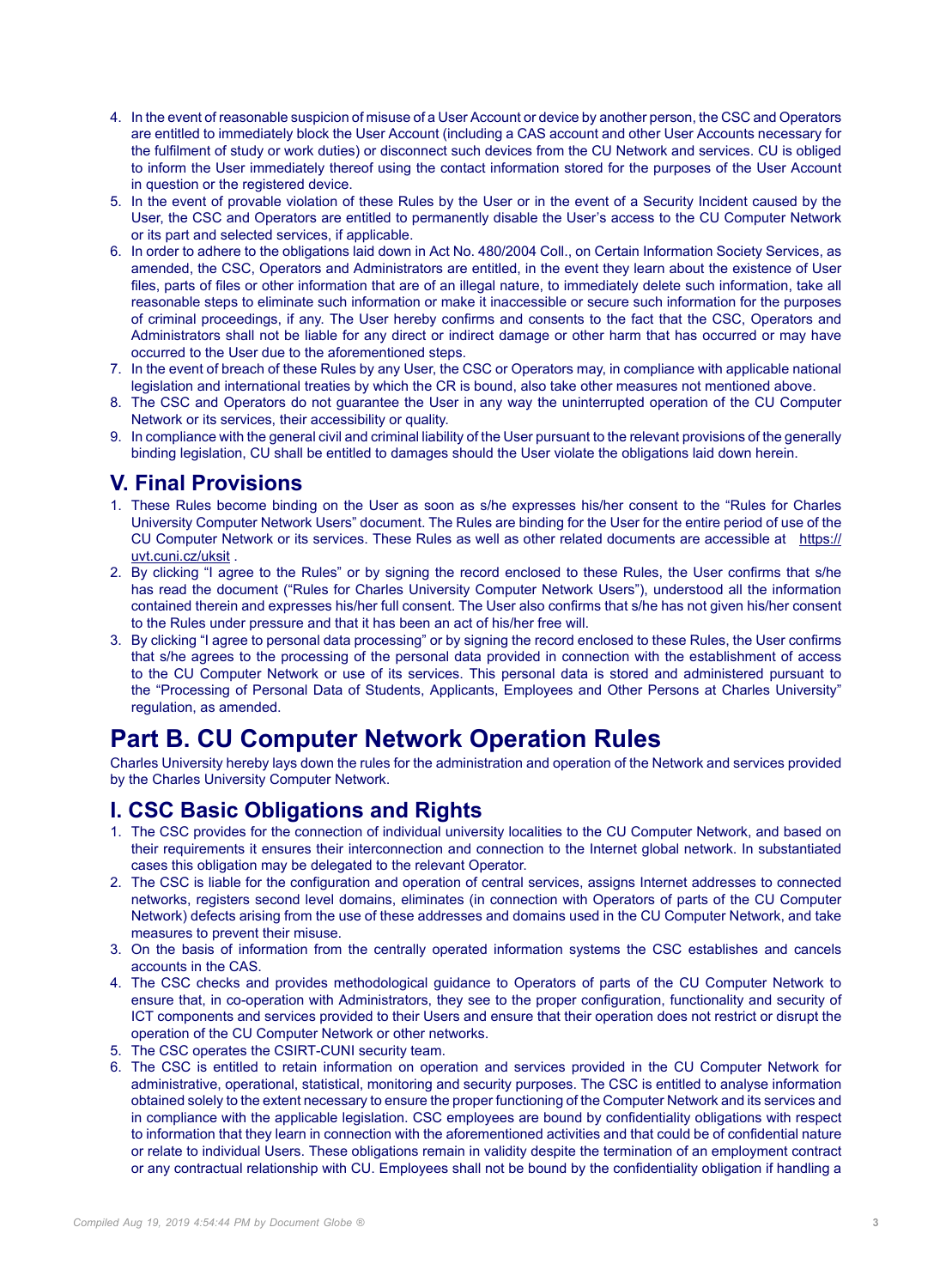4. In the event of reasonable suspicion of misuse of a User Account or device by another person, the CSC and Operators are entitled to immediately block the User Account (including a CAS account and other User Accounts necessary for the fulfilment of study or work duties) or disconnect such devices from the CU Network and services. CU is obliged to inform the User immediately thereof using the contact information stored for the purposes of the User Account in question or the registered device.
5. In the event of provable violation of these Rules by the User or in the event of a Security Incident caused by the User, the CSC and Operators are entitled to permanently disable the User's access to the CU Computer Network or its part and selected services, if applicable.
6. In order to adhere to the obligations laid down in Act No. 480/2004 Coll., on Certain Information Society Services, as amended, the CSC, Operators and Administrators are entitled, in the event they learn about the existence of User files, parts of files or other information that are of an illegal nature, to immediately delete such information, take all reasonable steps to eliminate such information or make it inaccessible or secure such information for the purposes of criminal proceedings, if any. The User hereby confirms and consents to the fact that the CSC, Operators and Administrators shall not be liable for any direct or indirect damage or other harm that has occurred or may have occurred to the User due to the aforementioned steps.
7. In the event of breach of these Rules by any User, the CSC or Operators may, in compliance with applicable national legislation and international treaties by which the CR is bound, also take other measures not mentioned above.
8. The CSC and Operators do not guarantee the User in any way the uninterrupted operation of the CU Computer Network or its services, their accessibility or quality.
9. In compliance with the general civil and criminal liability of the User pursuant to the relevant provisions of the generally binding legislation, CU shall be entitled to damages should the User violate the obligations laid down herein.

## V. Final Provisions

1. These Rules become binding on the User as soon as s/he expresses his/her consent to the "Rules for Charles University Computer Network Users" document. The Rules are binding for the User for the entire period of use of the CU Computer Network or its services. These Rules as well as other related documents are accessible at https://uvt.cuni.cz/uksit .
2. By clicking "I agree to the Rules" or by signing the record enclosed to these Rules, the User confirms that s/he has read the document ("Rules for Charles University Computer Network Users"), understood all the information contained therein and expresses his/her full consent. The User also confirms that s/he has not given his/her consent to the Rules under pressure and that it has been an act of his/her free will.
3. By clicking "I agree to personal data processing" or by signing the record enclosed to these Rules, the User confirms that s/he agrees to the processing of the personal data provided in connection with the establishment of access to the CU Computer Network or use of its services. This personal data is stored and administered pursuant to the "Processing of Personal Data of Students, Applicants, Employees and Other Persons at Charles University" regulation, as amended.

# Part B. CU Computer Network Operation Rules

Charles University hereby lays down the rules for the administration and operation of the Network and services provided by the Charles University Computer Network.

## I. CSC Basic Obligations and Rights

1. The CSC provides for the connection of individual university localities to the CU Computer Network, and based on their requirements it ensures their interconnection and connection to the Internet global network. In substantiated cases this obligation may be delegated to the relevant Operator.
2. The CSC is liable for the configuration and operation of central services, assigns Internet addresses to connected networks, registers second level domains, eliminates (in connection with Operators of parts of the CU Computer Network) defects arising from the use of these addresses and domains used in the CU Computer Network, and take measures to prevent their misuse.
3. On the basis of information from the centrally operated information systems the CSC establishes and cancels accounts in the CAS.
4. The CSC checks and provides methodological guidance to Operators of parts of the CU Computer Network to ensure that, in co-operation with Administrators, they see to the proper configuration, functionality and security of ICT components and services provided to their Users and ensure that their operation does not restrict or disrupt the operation of the CU Computer Network or other networks.
5. The CSC operates the CSIRT-CUNI security team.
6. The CSC is entitled to retain information on operation and services provided in the CU Computer Network for administrative, operational, statistical, monitoring and security purposes. The CSC is entitled to analyse information obtained solely to the extent necessary to ensure the proper functioning of the Computer Network and its services and in compliance with the applicable legislation. CSC employees are bound by confidentiality obligations with respect to information that they learn in connection with the aforementioned activities and that could be of confidential nature or relate to individual Users. These obligations remain in validity despite the termination of an employment contract or any contractual relationship with CU. Employees shall not be bound by the confidentiality obligation if handling a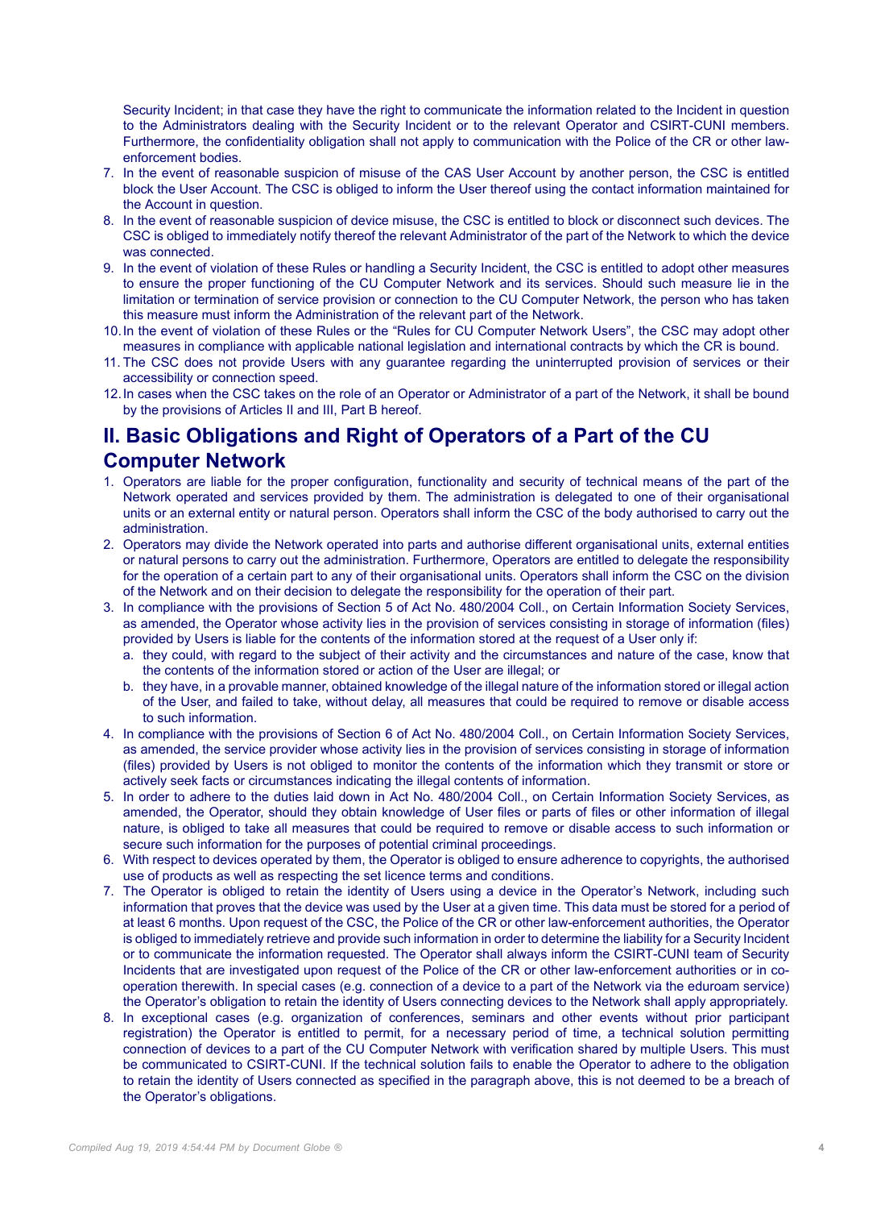Security Incident; in that case they have the right to communicate the information related to the Incident in question to the Administrators dealing with the Security Incident or to the relevant Operator and CSIRT-CUNI members. Furthermore, the confidentiality obligation shall not apply to communication with the Police of the CR or other law-enforcement bodies.

7. In the event of reasonable suspicion of misuse of the CAS User Account by another person, the CSC is entitled block the User Account. The CSC is obliged to inform the User thereof using the contact information maintained for the Account in question.
8. In the event of reasonable suspicion of device misuse, the CSC is entitled to block or disconnect such devices. The CSC is obliged to immediately notify thereof the relevant Administrator of the part of the Network to which the device was connected.
9. In the event of violation of these Rules or handling a Security Incident, the CSC is entitled to adopt other measures to ensure the proper functioning of the CU Computer Network and its services. Should such measure lie in the limitation or termination of service provision or connection to the CU Computer Network, the person who has taken this measure must inform the Administration of the relevant part of the Network.
10. In the event of violation of these Rules or the "Rules for CU Computer Network Users", the CSC may adopt other measures in compliance with applicable national legislation and international contracts by which the CR is bound.
11. The CSC does not provide Users with any guarantee regarding the uninterrupted provision of services or their accessibility or connection speed.
12. In cases when the CSC takes on the role of an Operator or Administrator of a part of the Network, it shall be bound by the provisions of Articles II and III, Part B hereof.

## II. Basic Obligations and Right of Operators of a Part of the CU Computer Network

1. Operators are liable for the proper configuration, functionality and security of technical means of the part of the Network operated and services provided by them. The administration is delegated to one of their organisational units or an external entity or natural person. Operators shall inform the CSC of the body authorised to carry out the administration.
2. Operators may divide the Network operated into parts and authorise different organisational units, external entities or natural persons to carry out the administration. Furthermore, Operators are entitled to delegate the responsibility for the operation of a certain part to any of their organisational units. Operators shall inform the CSC on the division of the Network and on their decision to delegate the responsibility for the operation of their part.
3. In compliance with the provisions of Section 5 of Act No. 480/2004 Coll., on Certain Information Society Services, as amended, the Operator whose activity lies in the provision of services consisting in storage of information (files) provided by Users is liable for the contents of the information stored at the request of a User only if:
   a. they could, with regard to the subject of their activity and the circumstances and nature of the case, know that the contents of the information stored or action of the User are illegal; or
   b. they have, in a provable manner, obtained knowledge of the illegal nature of the information stored or illegal action of the User, and failed to take, without delay, all measures that could be required to remove or disable access to such information.
4. In compliance with the provisions of Section 6 of Act No. 480/2004 Coll., on Certain Information Society Services, as amended, the service provider whose activity lies in the provision of services consisting in storage of information (files) provided by Users is not obliged to monitor the contents of the information which they transmit or store or actively seek facts or circumstances indicating the illegal contents of information.
5. In order to adhere to the duties laid down in Act No. 480/2004 Coll., on Certain Information Society Services, as amended, the Operator, should they obtain knowledge of User files or parts of files or other information of illegal nature, is obliged to take all measures that could be required to remove or disable access to such information or secure such information for the purposes of potential criminal proceedings.
6. With respect to devices operated by them, the Operator is obliged to ensure adherence to copyrights, the authorised use of products as well as respecting the set licence terms and conditions.
7. The Operator is obliged to retain the identity of Users using a device in the Operator's Network, including such information that proves that the device was used by the User at a given time. This data must be stored for a period of at least 6 months. Upon request of the CSC, the Police of the CR or other law-enforcement authorities, the Operator is obliged to immediately retrieve and provide such information in order to determine the liability for a Security Incident or to communicate the information requested. The Operator shall always inform the CSIRT-CUNI team of Security Incidents that are investigated upon request of the Police of the CR or other law-enforcement authorities or in co-operation therewith. In special cases (e.g. connection of a device to a part of the Network via the eduroam service) the Operator's obligation to retain the identity of Users connecting devices to the Network shall apply appropriately.
8. In exceptional cases (e.g. organization of conferences, seminars and other events without prior participant registration) the Operator is entitled to permit, for a necessary period of time, a technical solution permitting connection of devices to a part of the CU Computer Network with verification shared by multiple Users. This must be communicated to CSIRT-CUNI. If the technical solution fails to enable the Operator to adhere to the obligation to retain the identity of Users connected as specified in the paragraph above, this is not deemed to be a breach of the Operator's obligations.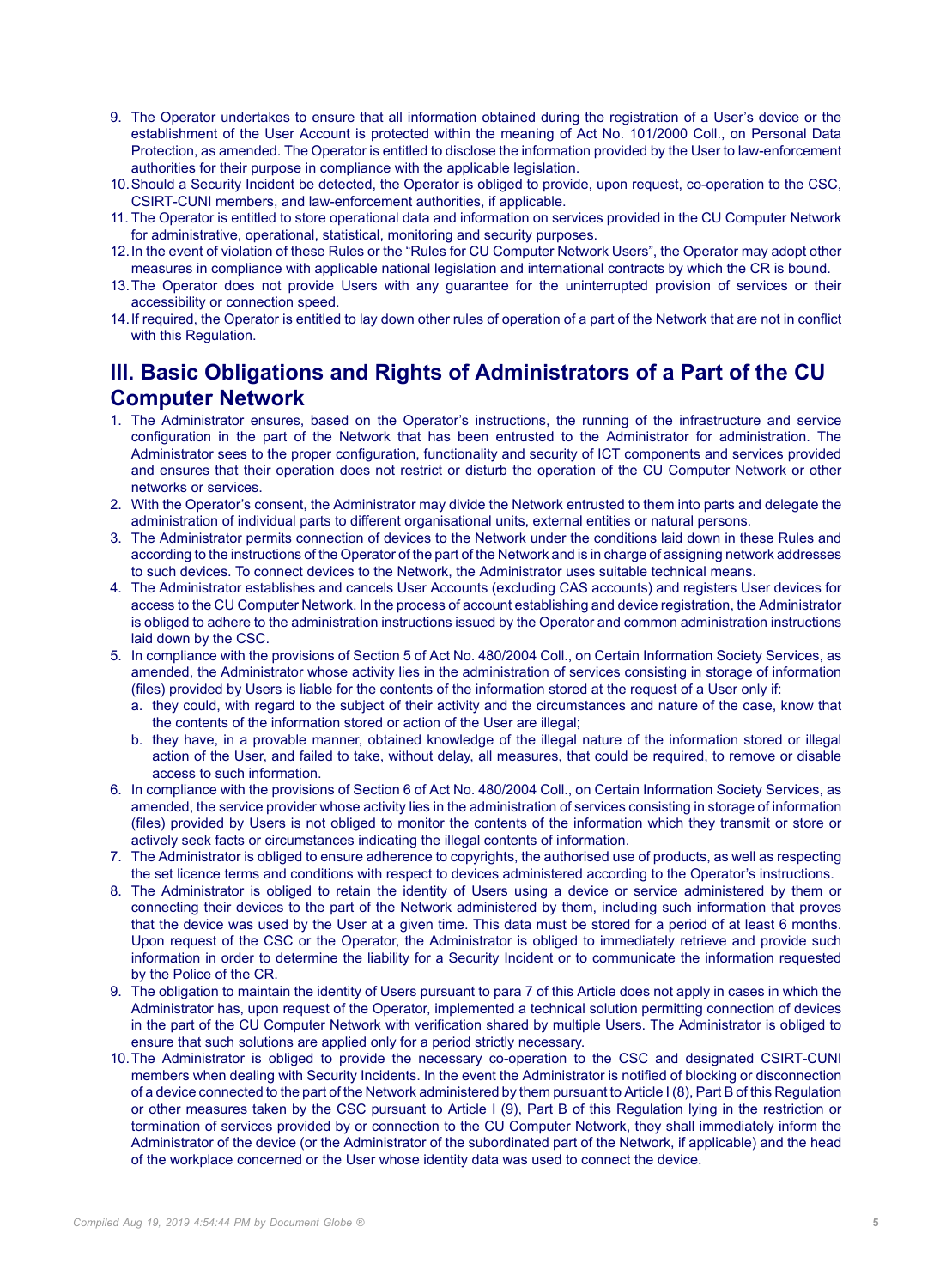9. The Operator undertakes to ensure that all information obtained during the registration of a User's device or the establishment of the User Account is protected within the meaning of Act No. 101/2000 Coll., on Personal Data Protection, as amended. The Operator is entitled to disclose the information provided by the User to law-enforcement authorities for their purpose in compliance with the applicable legislation.
10. Should a Security Incident be detected, the Operator is obliged to provide, upon request, co-operation to the CSC, CSIRT-CUNI members, and law-enforcement authorities, if applicable.
11. The Operator is entitled to store operational data and information on services provided in the CU Computer Network for administrative, operational, statistical, monitoring and security purposes.
12. In the event of violation of these Rules or the "Rules for CU Computer Network Users", the Operator may adopt other measures in compliance with applicable national legislation and international contracts by which the CR is bound.
13. The Operator does not provide Users with any guarantee for the uninterrupted provision of services or their accessibility or connection speed.
14. If required, the Operator is entitled to lay down other rules of operation of a part of the Network that are not in conflict with this Regulation.

## III. Basic Obligations and Rights of Administrators of a Part of the CU Computer Network

1. The Administrator ensures, based on the Operator's instructions, the running of the infrastructure and service configuration in the part of the Network that has been entrusted to the Administrator for administration. The Administrator sees to the proper configuration, functionality and security of ICT components and services provided and ensures that their operation does not restrict or disturb the operation of the CU Computer Network or other networks or services.
2. With the Operator's consent, the Administrator may divide the Network entrusted to them into parts and delegate the administration of individual parts to different organisational units, external entities or natural persons.
3. The Administrator permits connection of devices to the Network under the conditions laid down in these Rules and according to the instructions of the Operator of the part of the Network and is in charge of assigning network addresses to such devices. To connect devices to the Network, the Administrator uses suitable technical means.
4. The Administrator establishes and cancels User Accounts (excluding CAS accounts) and registers User devices for access to the CU Computer Network. In the process of account establishing and device registration, the Administrator is obliged to adhere to the administration instructions issued by the Operator and common administration instructions laid down by the CSC.
5. In compliance with the provisions of Section 5 of Act No. 480/2004 Coll., on Certain Information Society Services, as amended, the Administrator whose activity lies in the administration of services consisting in storage of information (files) provided by Users is liable for the contents of the information stored at the request of a User only if:
   a. they could, with regard to the subject of their activity and the circumstances and nature of the case, know that the contents of the information stored or action of the User are illegal;
   b. they have, in a provable manner, obtained knowledge of the illegal nature of the information stored or illegal action of the User, and failed to take, without delay, all measures, that could be required, to remove or disable access to such information.
6. In compliance with the provisions of Section 6 of Act No. 480/2004 Coll., on Certain Information Society Services, as amended, the service provider whose activity lies in the administration of services consisting in storage of information (files) provided by Users is not obliged to monitor the contents of the information which they transmit or store or actively seek facts or circumstances indicating the illegal contents of information.
7. The Administrator is obliged to ensure adherence to copyrights, the authorised use of products, as well as respecting the set licence terms and conditions with respect to devices administered according to the Operator's instructions.
8. The Administrator is obliged to retain the identity of Users using a device or service administered by them or connecting their devices to the part of the Network administered by them, including such information that proves that the device was used by the User at a given time. This data must be stored for a period of at least 6 months. Upon request of the CSC or the Operator, the Administrator is obliged to immediately retrieve and provide such information in order to determine the liability for a Security Incident or to communicate the information requested by the Police of the CR.
9. The obligation to maintain the identity of Users pursuant to para 7 of this Article does not apply in cases in which the Administrator has, upon request of the Operator, implemented a technical solution permitting connection of devices in the part of the CU Computer Network with verification shared by multiple Users. The Administrator is obliged to ensure that such solutions are applied only for a period strictly necessary.
10. The Administrator is obliged to provide the necessary co-operation to the CSC and designated CSIRT-CUNI members when dealing with Security Incidents. In the event the Administrator is notified of blocking or disconnection of a device connected to the part of the Network administered by them pursuant to Article I (8), Part B of this Regulation or other measures taken by the CSC pursuant to Article I (9), Part B of this Regulation lying in the restriction or termination of services provided by or connection to the CU Computer Network, they shall immediately inform the Administrator of the device (or the Administrator of the subordinated part of the Network, if applicable) and the head of the workplace concerned or the User whose identity data was used to connect the device.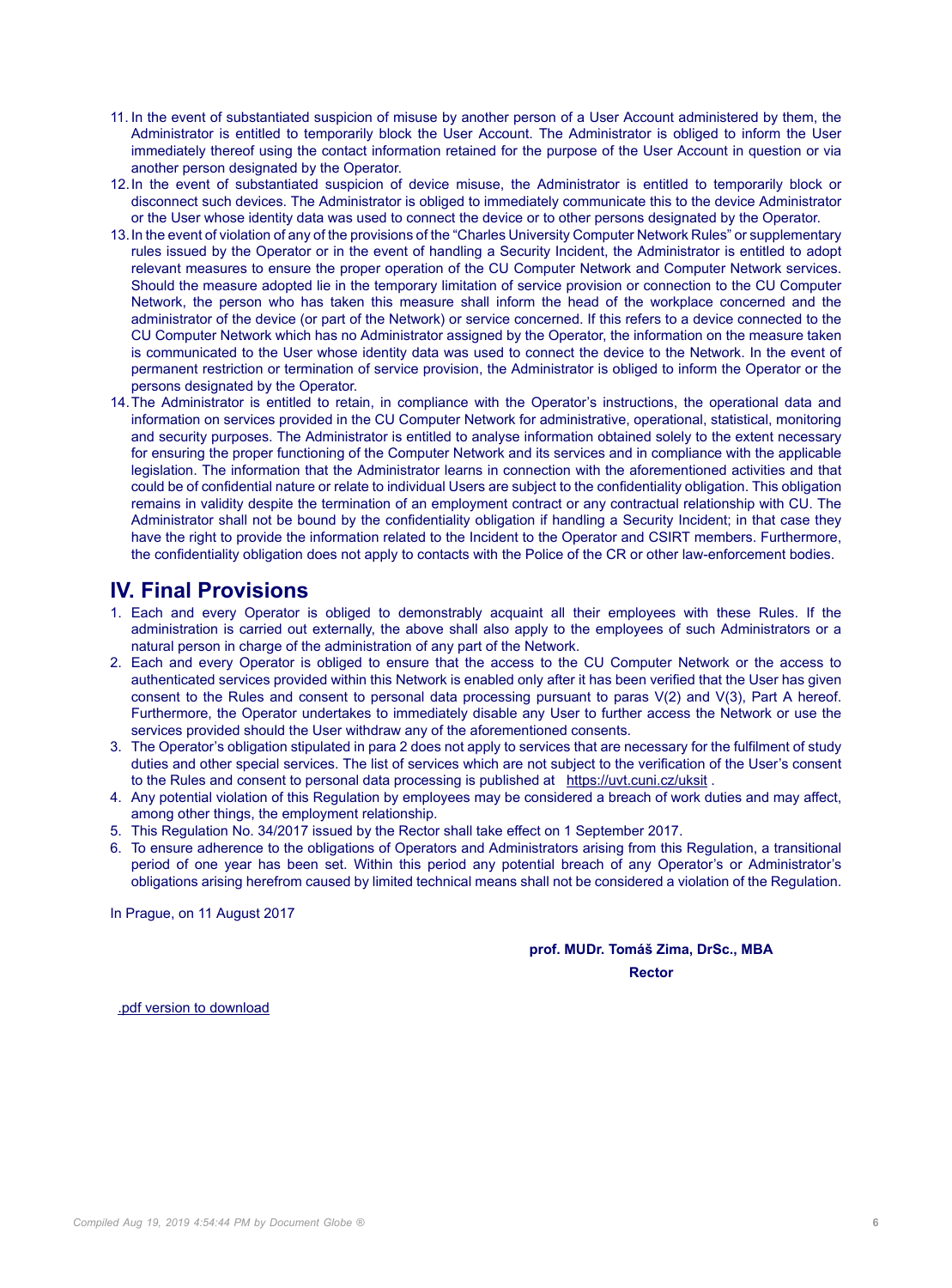11. In the event of substantiated suspicion of misuse by another person of a User Account administered by them, the Administrator is entitled to temporarily block the User Account. The Administrator is obliged to inform the User immediately thereof using the contact information retained for the purpose of the User Account in question or via another person designated by the Operator.
12. In the event of substantiated suspicion of device misuse, the Administrator is entitled to temporarily block or disconnect such devices. The Administrator is obliged to immediately communicate this to the device Administrator or the User whose identity data was used to connect the device or to other persons designated by the Operator.
13. In the event of violation of any of the provisions of the "Charles University Computer Network Rules" or supplementary rules issued by the Operator or in the event of handling a Security Incident, the Administrator is entitled to adopt relevant measures to ensure the proper operation of the CU Computer Network and Computer Network services. Should the measure adopted lie in the temporary limitation of service provision or connection to the CU Computer Network, the person who has taken this measure shall inform the head of the workplace concerned and the administrator of the device (or part of the Network) or service concerned. If this refers to a device connected to the CU Computer Network which has no Administrator assigned by the Operator, the information on the measure taken is communicated to the User whose identity data was used to connect the device to the Network. In the event of permanent restriction or termination of service provision, the Administrator is obliged to inform the Operator or the persons designated by the Operator.
14. The Administrator is entitled to retain, in compliance with the Operator's instructions, the operational data and information on services provided in the CU Computer Network for administrative, operational, statistical, monitoring and security purposes. The Administrator is entitled to analyse information obtained solely to the extent necessary for ensuring the proper functioning of the Computer Network and its services and in compliance with the applicable legislation. The information that the Administrator learns in connection with the aforementioned activities and that could be of confidential nature or relate to individual Users are subject to the confidentiality obligation. This obligation remains in validity despite the termination of an employment contract or any contractual relationship with CU. The Administrator shall not be bound by the confidentiality obligation if handling a Security Incident; in that case they have the right to provide the information related to the Incident to the Operator and CSIRT members. Furthermore, the confidentiality obligation does not apply to contacts with the Police of the CR or other law-enforcement bodies.

## IV. Final Provisions

1. Each and every Operator is obliged to demonstrably acquaint all their employees with these Rules. If the administration is carried out externally, the above shall also apply to the employees of such Administrators or a natural person in charge of the administration of any part of the Network.
2. Each and every Operator is obliged to ensure that the access to the CU Computer Network or the access to authenticated services provided within this Network is enabled only after it has been verified that the User has given consent to the Rules and consent to personal data processing pursuant to paras V(2) and V(3), Part A hereof. Furthermore, the Operator undertakes to immediately disable any User to further access the Network or use the services provided should the User withdraw any of the aforementioned consents.
3. The Operator's obligation stipulated in para 2 does not apply to services that are necessary for the fulfilment of study duties and other special services. The list of services which are not subject to the verification of the User's consent to the Rules and consent to personal data processing is published at https://uvt.cuni.cz/uksit .
4. Any potential violation of this Regulation by employees may be considered a breach of work duties and may affect, among other things, the employment relationship.
5. This Regulation No. 34/2017 issued by the Rector shall take effect on 1 September 2017.
6. To ensure adherence to the obligations of Operators and Administrators arising from this Regulation, a transitional period of one year has been set. Within this period any potential breach of any Operator's or Administrator's obligations arising herefrom caused by limited technical means shall not be considered a violation of the Regulation.

In Prague, on 11 August 2017

**prof. MUDr. Tomáš Zima, DrSc., MBA**

**Rector**

.pdf version to download